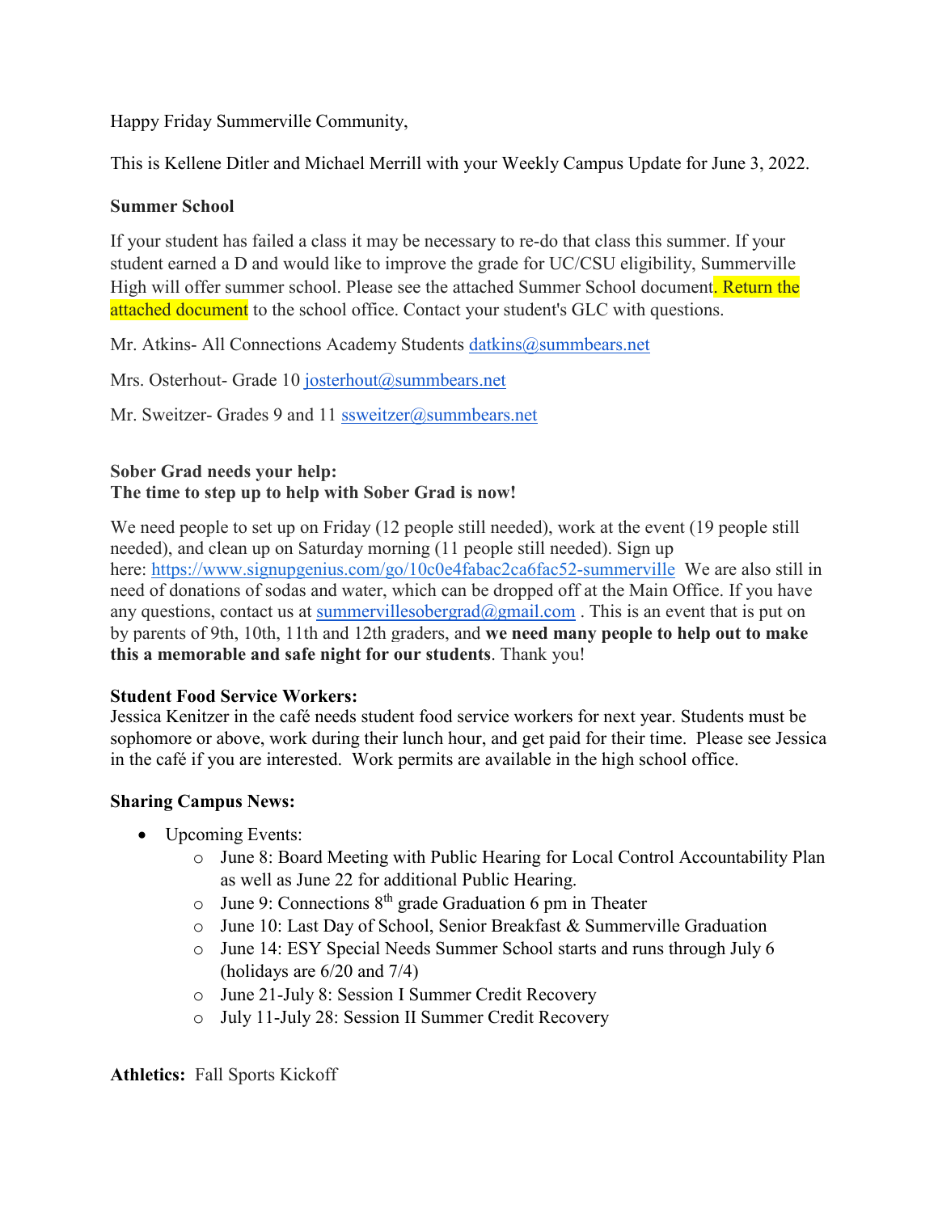Happy Friday Summerville Community,

This is Kellene Ditler and Michael Merrill with your Weekly Campus Update for June 3, 2022.

**Summer School**

If your student has failed a class it may be necessary to re-do that class this summer. If your student earned a D and would like to improve the grade for UC/CSU eligibility, Summerville High will offer summer school. Please see the attached Summer School document. Return the attached document to the school office. Contact your student's GLC with questions.

Mr. Atkins- All Connections Academy Students datkins@summbears.net

Mrs. Osterhout- Grade 10 josterhout@summbears.net

Mr. Sweitzer- Grades 9 and 11 ssweitzer@summbears.net

**Sober Grad needs your help:**
**The time to step up to help with Sober Grad is now!**

We need people to set up on Friday (12 people still needed), work at the event (19 people still needed), and clean up on Saturday morning (11 people still needed). Sign up here: https://www.signupgenius.com/go/10c0e4fabac2ca6fac52-summerville We are also still in need of donations of sodas and water, which can be dropped off at the Main Office. If you have any questions, contact us at summervillesobergrad@gmail.com . This is an event that is put on by parents of 9th, 10th, 11th and 12th graders, and **we need many people to help out to make this a memorable and safe night for our students**. Thank you!

**Student Food Service Workers:**
Jessica Kenitzer in the café needs student food service workers for next year. Students must be sophomore or above, work during their lunch hour, and get paid for their time. Please see Jessica in the café if you are interested. Work permits are available in the high school office.

**Sharing Campus News:**

- Upcoming Events:
  - June 8: Board Meeting with Public Hearing for Local Control Accountability Plan as well as June 22 for additional Public Hearing.
  - June 9: Connections 8th grade Graduation 6 pm in Theater
  - June 10: Last Day of School, Senior Breakfast & Summerville Graduation
  - June 14: ESY Special Needs Summer School starts and runs through July 6 (holidays are 6/20 and 7/4)
  - June 21-July 8: Session I Summer Credit Recovery
  - July 11-July 28: Session II Summer Credit Recovery

**Athletics:** Fall Sports Kickoff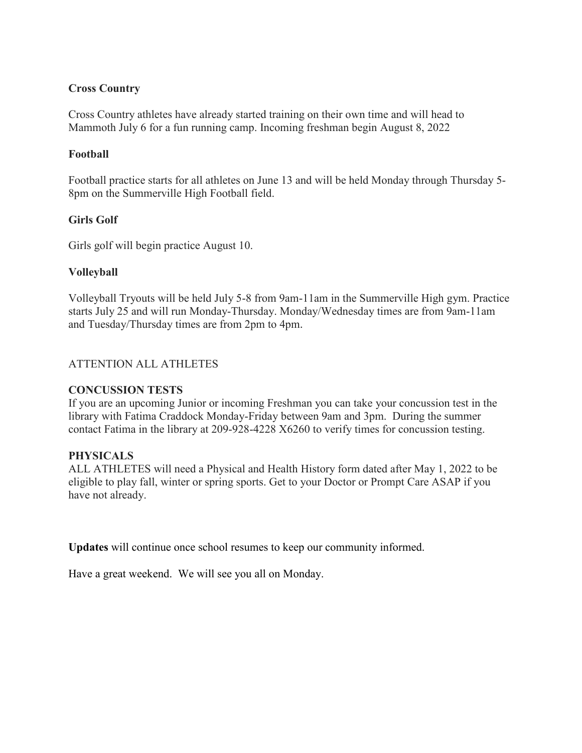**Cross Country**

Cross Country athletes have already started training on their own time and will head to Mammoth July 6 for a fun running camp. Incoming freshman begin August 8, 2022

**Football**

Football practice starts for all athletes on June 13 and will be held Monday through Thursday 5-8pm on the Summerville High Football field.

**Girls Golf**

Girls golf will begin practice August 10.

**Volleyball**

Volleyball Tryouts will be held July 5-8 from 9am-11am in the Summerville High gym. Practice starts July 25 and will run Monday-Thursday. Monday/Wednesday times are from 9am-11am and Tuesday/Thursday times are from 2pm to 4pm.

ATTENTION ALL ATHLETES

**CONCUSSION TESTS**

If you are an upcoming Junior or incoming Freshman you can take your concussion test in the library with Fatima Craddock Monday-Friday between 9am and 3pm. During the summer contact Fatima in the library at 209-928-4228 X6260 to verify times for concussion testing.

**PHYSICALS**

ALL ATHLETES will need a Physical and Health History form dated after May 1, 2022 to be eligible to play fall, winter or spring sports. Get to your Doctor or Prompt Care ASAP if you have not already.

**Updates** will continue once school resumes to keep our community informed.

Have a great weekend. We will see you all on Monday.